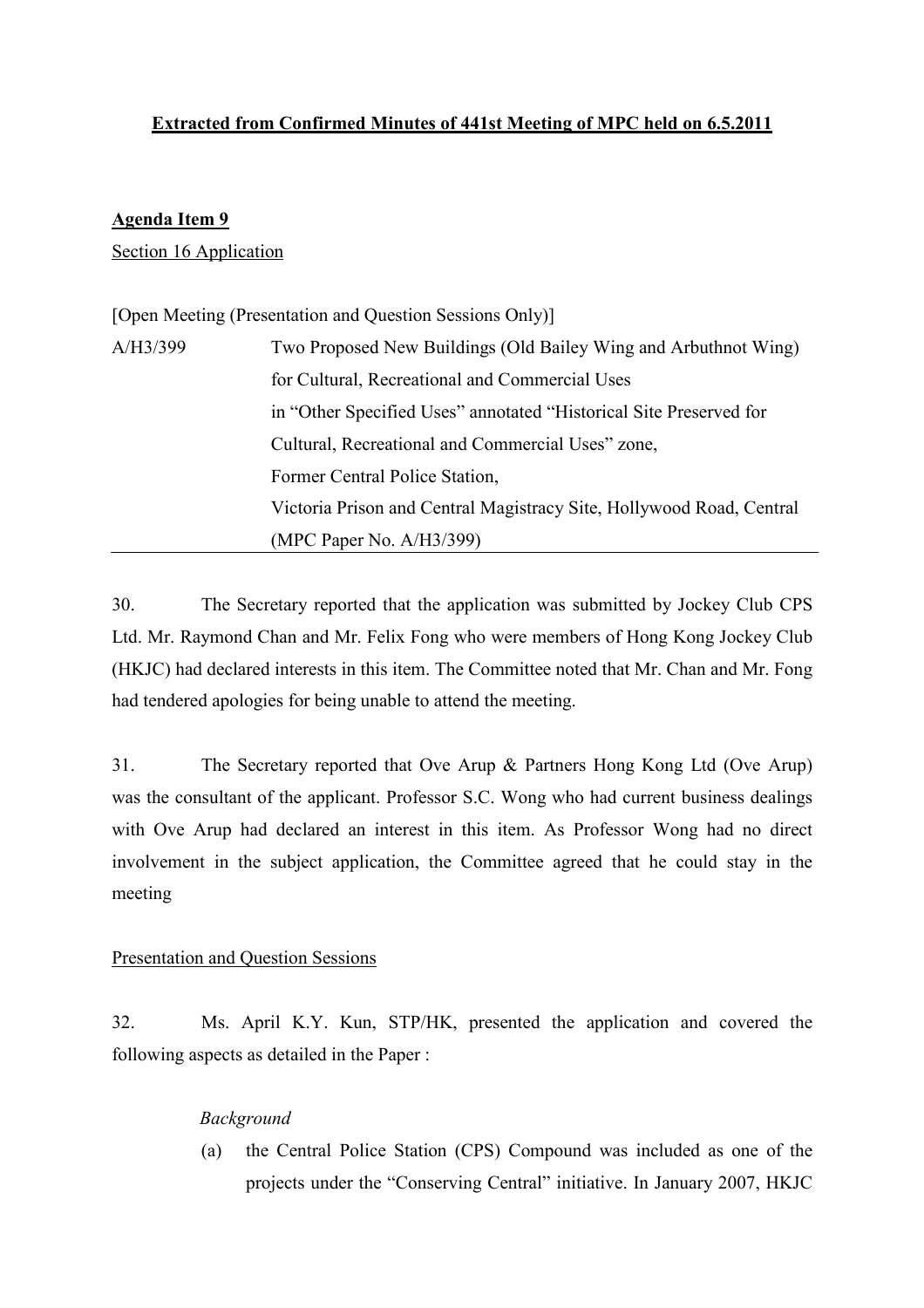**Extracted from Confirmed Minutes of 441st Meeting of MPC held on 6.5.2011**

**Agenda Item 9**

Section 16 Application

[Open Meeting (Presentation and Question Sessions Only)]

A/H3/399 Two Proposed New Buildings (Old Bailey Wing and Arbuthnot Wing) for Cultural, Recreational and Commercial Uses in "Other Specified Uses" annotated "Historical Site Preserved for Cultural, Recreational and Commercial Uses" zone, Former Central Police Station, Victoria Prison and Central Magistracy Site, Hollywood Road, Central (MPC Paper No. A/H3/399)

---

30. The Secretary reported that the application was submitted by Jockey Club CPS Ltd. Mr. Raymond Chan and Mr. Felix Fong who were members of Hong Kong Jockey Club (HKJC) had declared interests in this item. The Committee noted that Mr. Chan and Mr. Fong had tendered apologies for being unable to attend the meeting.

31. The Secretary reported that Ove Arup & Partners Hong Kong Ltd (Ove Arup) was the consultant of the applicant. Professor S.C. Wong who had current business dealings with Ove Arup had declared an interest in this item. As Professor Wong had no direct involvement in the subject application, the Committee agreed that he could stay in the meeting

Presentation and Question Sessions

32. Ms. April K.Y. Kun, STP/HK, presented the application and covered the following aspects as detailed in the Paper :

*Background*

(a) the Central Police Station (CPS) Compound was included as one of the projects under the "Conserving Central" initiative. In January 2007, HKJC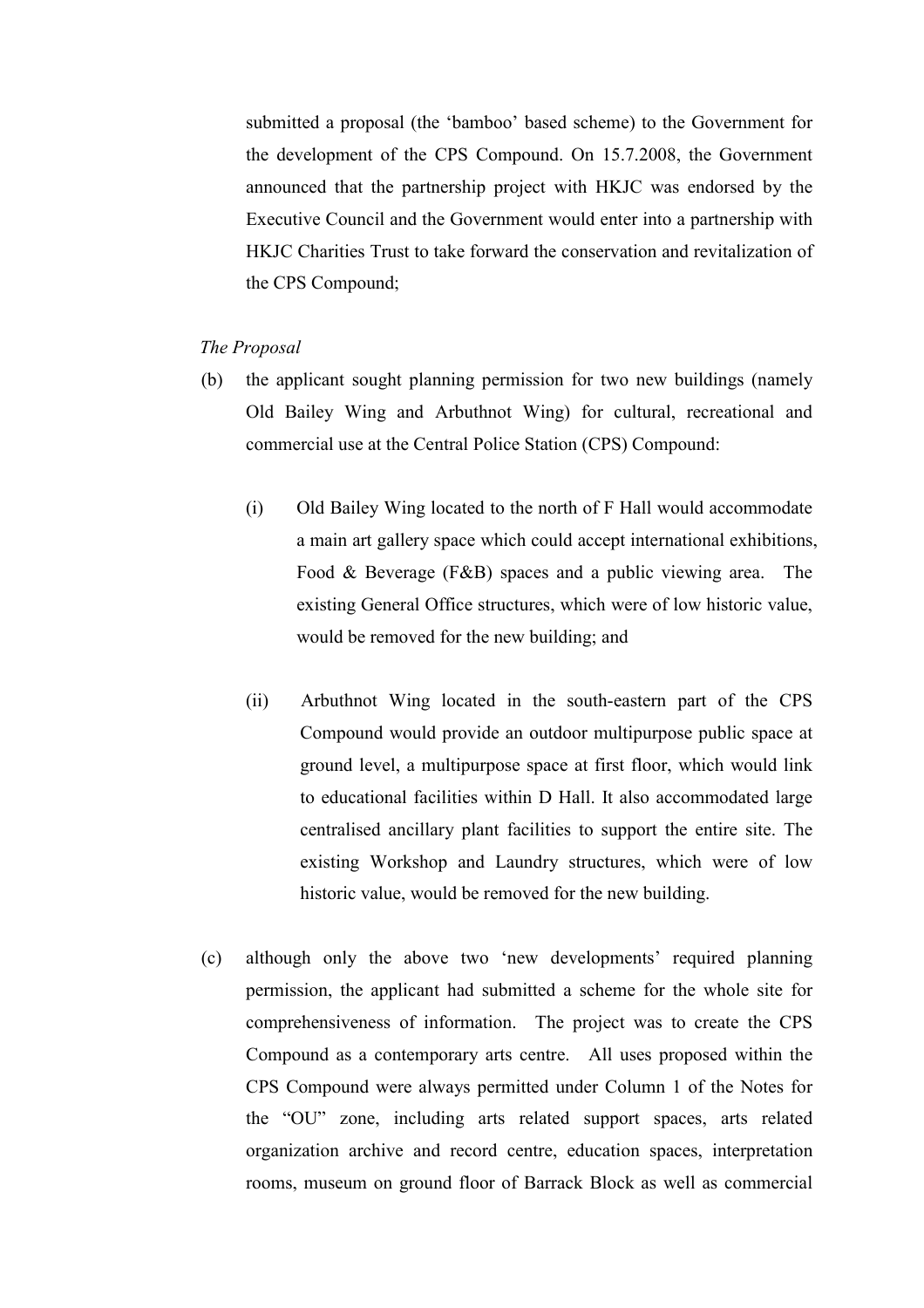submitted a proposal (the 'bamboo' based scheme) to the Government for the development of the CPS Compound. On 15.7.2008, the Government announced that the partnership project with HKJC was endorsed by the Executive Council and the Government would enter into a partnership with HKJC Charities Trust to take forward the conservation and revitalization of the CPS Compound;

*The Proposal*

(b) the applicant sought planning permission for two new buildings (namely Old Bailey Wing and Arbuthnot Wing) for cultural, recreational and commercial use at the Central Police Station (CPS) Compound:

   (i) Old Bailey Wing located to the north of F Hall would accommodate a main art gallery space which could accept international exhibitions, Food & Beverage (F&B) spaces and a public viewing area. The existing General Office structures, which were of low historic value, would be removed for the new building; and

   (ii) Arbuthnot Wing located in the south-eastern part of the CPS Compound would provide an outdoor multipurpose public space at ground level, a multipurpose space at first floor, which would link to educational facilities within D Hall. It also accommodated large centralised ancillary plant facilities to support the entire site. The existing Workshop and Laundry structures, which were of low historic value, would be removed for the new building.

(c) although only the above two 'new developments' required planning permission, the applicant had submitted a scheme for the whole site for comprehensiveness of information. The project was to create the CPS Compound as a contemporary arts centre. All uses proposed within the CPS Compound were always permitted under Column 1 of the Notes for the "OU" zone, including arts related support spaces, arts related organization archive and record centre, education spaces, interpretation rooms, museum on ground floor of Barrack Block as well as commercial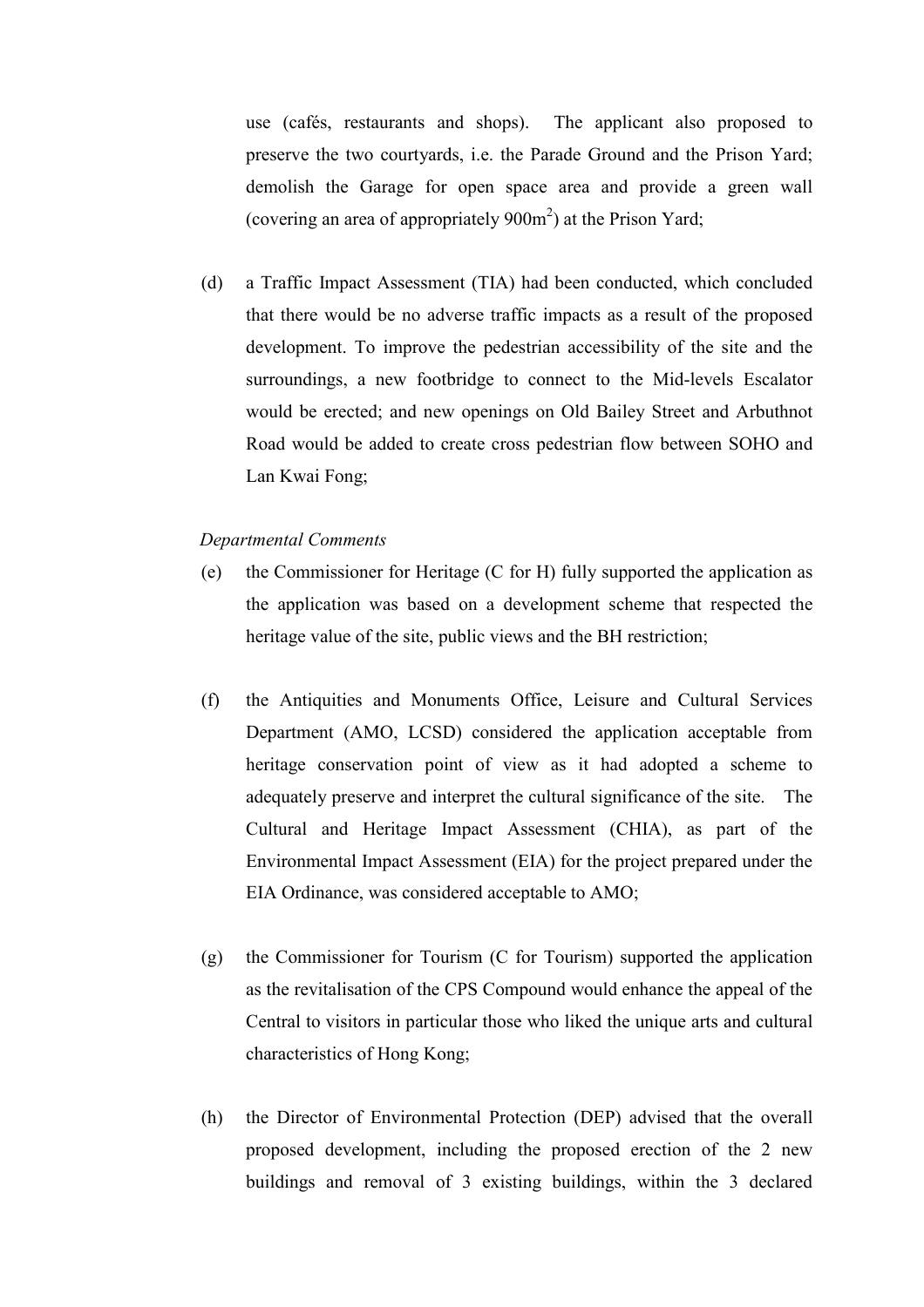use (cafés, restaurants and shops). The applicant also proposed to preserve the two courtyards, i.e. the Parade Ground and the Prison Yard; demolish the Garage for open space area and provide a green wall (covering an area of appropriately 900m$^2$) at the Prison Yard;

(d) a Traffic Impact Assessment (TIA) had been conducted, which concluded that there would be no adverse traffic impacts as a result of the proposed development. To improve the pedestrian accessibility of the site and the surroundings, a new footbridge to connect to the Mid-levels Escalator would be erected; and new openings on Old Bailey Street and Arbuthnot Road would be added to create cross pedestrian flow between SOHO and Lan Kwai Fong;

*Departmental Comments*

(e) the Commissioner for Heritage (C for H) fully supported the application as the application was based on a development scheme that respected the heritage value of the site, public views and the BH restriction;

(f) the Antiquities and Monuments Office, Leisure and Cultural Services Department (AMO, LCSD) considered the application acceptable from heritage conservation point of view as it had adopted a scheme to adequately preserve and interpret the cultural significance of the site. The Cultural and Heritage Impact Assessment (CHIA), as part of the Environmental Impact Assessment (EIA) for the project prepared under the EIA Ordinance, was considered acceptable to AMO;

(g) the Commissioner for Tourism (C for Tourism) supported the application as the revitalisation of the CPS Compound would enhance the appeal of the Central to visitors in particular those who liked the unique arts and cultural characteristics of Hong Kong;

(h) the Director of Environmental Protection (DEP) advised that the overall proposed development, including the proposed erection of the 2 new buildings and removal of 3 existing buildings, within the 3 declared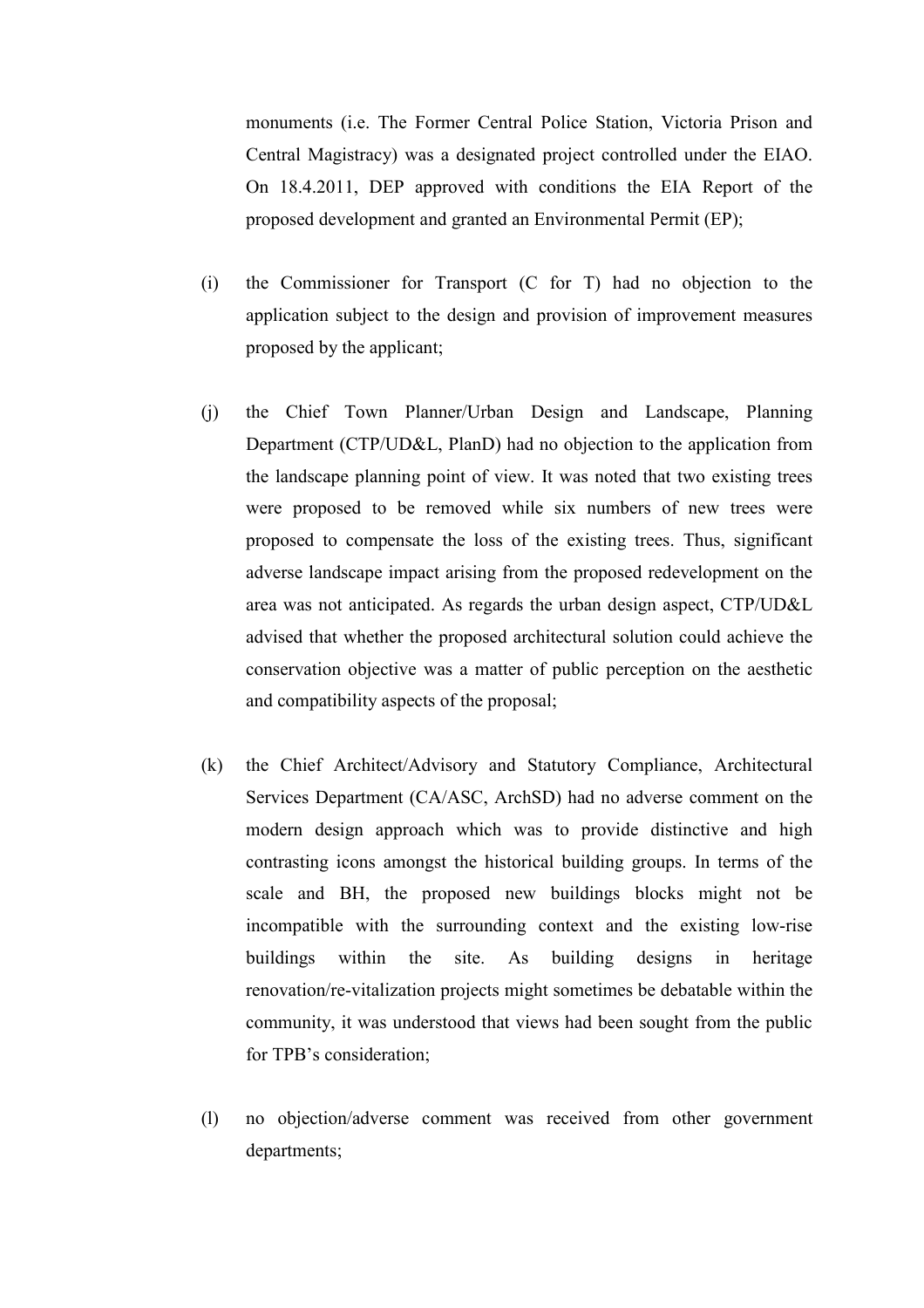monuments (i.e. The Former Central Police Station, Victoria Prison and Central Magistracy) was a designated project controlled under the EIAO. On 18.4.2011, DEP approved with conditions the EIA Report of the proposed development and granted an Environmental Permit (EP);

(i) the Commissioner for Transport (C for T) had no objection to the application subject to the design and provision of improvement measures proposed by the applicant;

(j) the Chief Town Planner/Urban Design and Landscape, Planning Department (CTP/UD&L, PlanD) had no objection to the application from the landscape planning point of view. It was noted that two existing trees were proposed to be removed while six numbers of new trees were proposed to compensate the loss of the existing trees. Thus, significant adverse landscape impact arising from the proposed redevelopment on the area was not anticipated. As regards the urban design aspect, CTP/UD&L advised that whether the proposed architectural solution could achieve the conservation objective was a matter of public perception on the aesthetic and compatibility aspects of the proposal;

(k) the Chief Architect/Advisory and Statutory Compliance, Architectural Services Department (CA/ASC, ArchSD) had no adverse comment on the modern design approach which was to provide distinctive and high contrasting icons amongst the historical building groups. In terms of the scale and BH, the proposed new buildings blocks might not be incompatible with the surrounding context and the existing low-rise buildings within the site. As building designs in heritage renovation/re-vitalization projects might sometimes be debatable within the community, it was understood that views had been sought from the public for TPB's consideration;

(l) no objection/adverse comment was received from other government departments;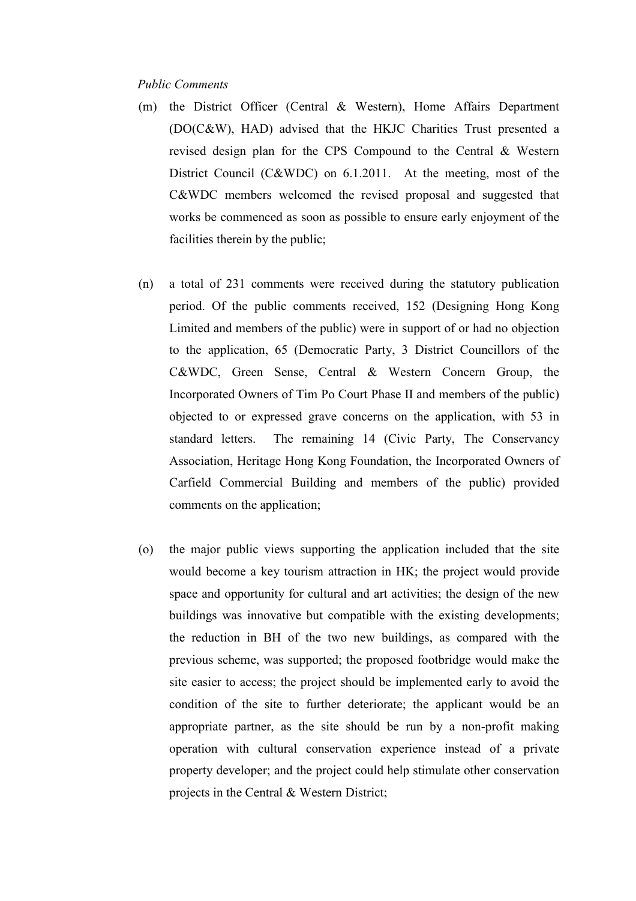*Public Comments*

(m) the District Officer (Central & Western), Home Affairs Department (DO(C&W), HAD) advised that the HKJC Charities Trust presented a revised design plan for the CPS Compound to the Central & Western District Council (C&WDC) on 6.1.2011. At the meeting, most of the C&WDC members welcomed the revised proposal and suggested that works be commenced as soon as possible to ensure early enjoyment of the facilities therein by the public;

(n) a total of 231 comments were received during the statutory publication period. Of the public comments received, 152 (Designing Hong Kong Limited and members of the public) were in support of or had no objection to the application, 65 (Democratic Party, 3 District Councillors of the C&WDC, Green Sense, Central & Western Concern Group, the Incorporated Owners of Tim Po Court Phase II and members of the public) objected to or expressed grave concerns on the application, with 53 in standard letters. The remaining 14 (Civic Party, The Conservancy Association, Heritage Hong Kong Foundation, the Incorporated Owners of Carfield Commercial Building and members of the public) provided comments on the application;

(o) the major public views supporting the application included that the site would become a key tourism attraction in HK; the project would provide space and opportunity for cultural and art activities; the design of the new buildings was innovative but compatible with the existing developments; the reduction in BH of the two new buildings, as compared with the previous scheme, was supported; the proposed footbridge would make the site easier to access; the project should be implemented early to avoid the condition of the site to further deteriorate; the applicant would be an appropriate partner, as the site should be run by a non-profit making operation with cultural conservation experience instead of a private property developer; and the project could help stimulate other conservation projects in the Central & Western District;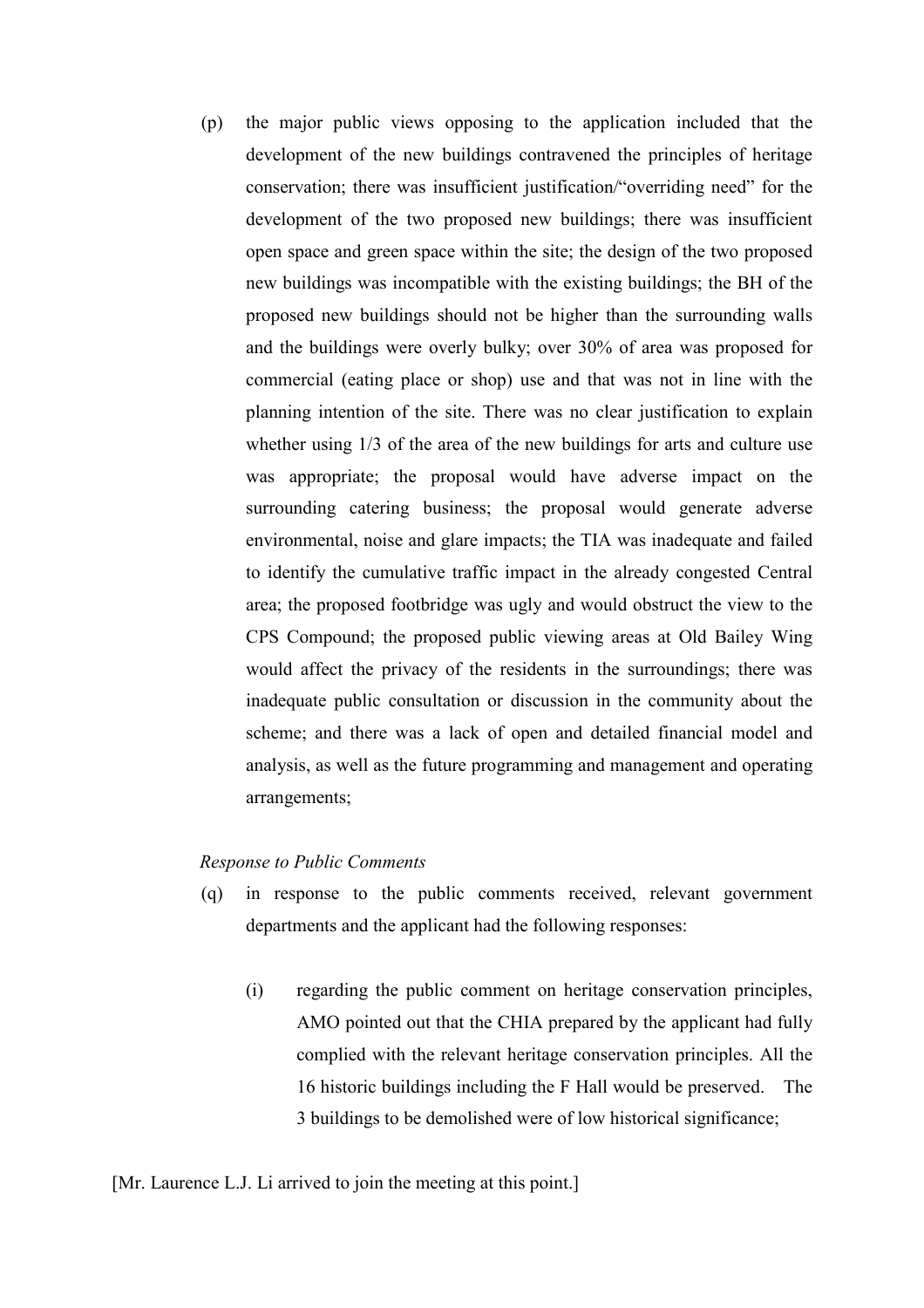(p) the major public views opposing to the application included that the development of the new buildings contravened the principles of heritage conservation; there was insufficient justification/"overriding need" for the development of the two proposed new buildings; there was insufficient open space and green space within the site; the design of the two proposed new buildings was incompatible with the existing buildings; the BH of the proposed new buildings should not be higher than the surrounding walls and the buildings were overly bulky; over 30% of area was proposed for commercial (eating place or shop) use and that was not in line with the planning intention of the site. There was no clear justification to explain whether using 1/3 of the area of the new buildings for arts and culture use was appropriate; the proposal would have adverse impact on the surrounding catering business; the proposal would generate adverse environmental, noise and glare impacts; the TIA was inadequate and failed to identify the cumulative traffic impact in the already congested Central area; the proposed footbridge was ugly and would obstruct the view to the CPS Compound; the proposed public viewing areas at Old Bailey Wing would affect the privacy of the residents in the surroundings; there was inadequate public consultation or discussion in the community about the scheme; and there was a lack of open and detailed financial model and analysis, as well as the future programming and management and operating arrangements;

*Response to Public Comments*

(q) in response to the public comments received, relevant government departments and the applicant had the following responses:

   (i) regarding the public comment on heritage conservation principles, AMO pointed out that the CHIA prepared by the applicant had fully complied with the relevant heritage conservation principles. All the 16 historic buildings including the F Hall would be preserved. The 3 buildings to be demolished were of low historical significance;

[Mr. Laurence L.J. Li arrived to join the meeting at this point.]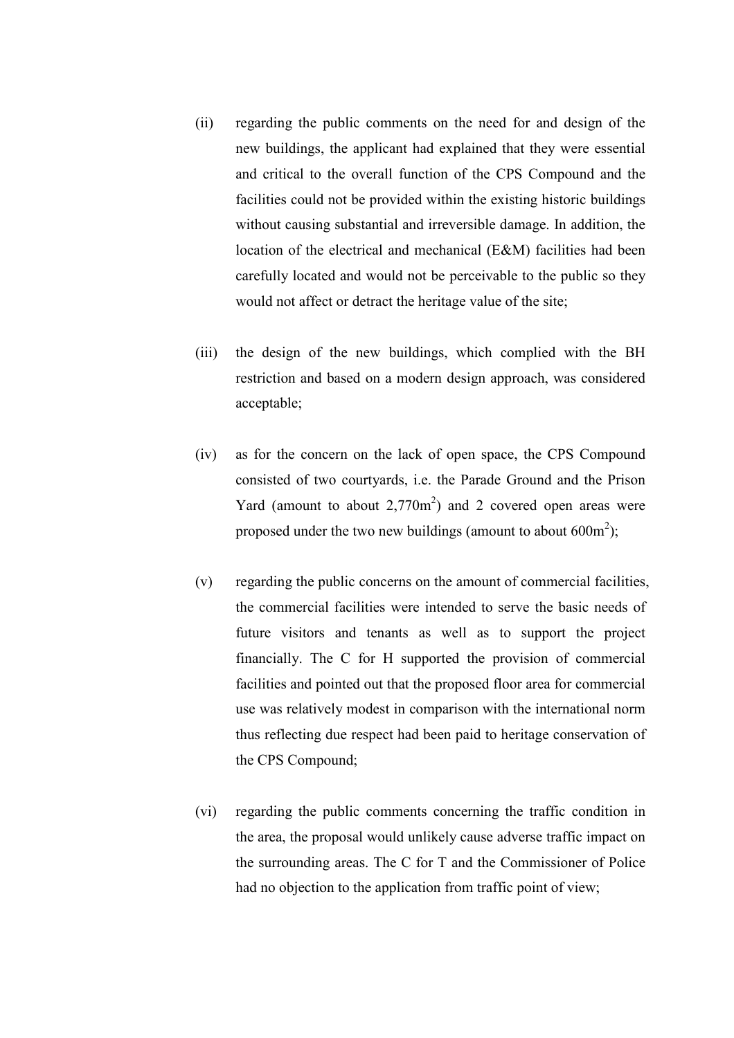(ii) regarding the public comments on the need for and design of the new buildings, the applicant had explained that they were essential and critical to the overall function of the CPS Compound and the facilities could not be provided within the existing historic buildings without causing substantial and irreversible damage. In addition, the location of the electrical and mechanical (E&M) facilities had been carefully located and would not be perceivable to the public so they would not affect or detract the heritage value of the site;

(iii) the design of the new buildings, which complied with the BH restriction and based on a modern design approach, was considered acceptable;

(iv) as for the concern on the lack of open space, the CPS Compound consisted of two courtyards, i.e. the Parade Ground and the Prison Yard (amount to about $2,770m^2$) and 2 covered open areas were proposed under the two new buildings (amount to about $600m^2$);

(v) regarding the public concerns on the amount of commercial facilities, the commercial facilities were intended to serve the basic needs of future visitors and tenants as well as to support the project financially. The C for H supported the provision of commercial facilities and pointed out that the proposed floor area for commercial use was relatively modest in comparison with the international norm thus reflecting due respect had been paid to heritage conservation of the CPS Compound;

(vi) regarding the public comments concerning the traffic condition in the area, the proposal would unlikely cause adverse traffic impact on the surrounding areas. The C for T and the Commissioner of Police had no objection to the application from traffic point of view;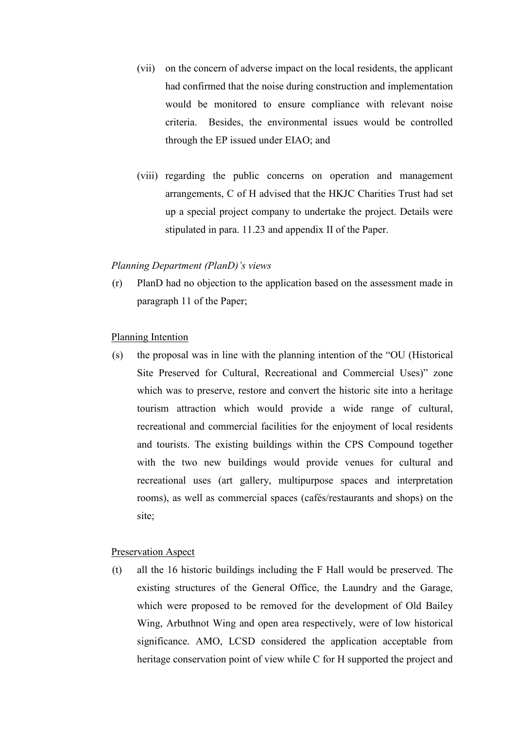(vii) on the concern of adverse impact on the local residents, the applicant had confirmed that the noise during construction and implementation would be monitored to ensure compliance with relevant noise criteria. Besides, the environmental issues would be controlled through the EP issued under EIAO; and

(viii) regarding the public concerns on operation and management arrangements, C of H advised that the HKJC Charities Trust had set up a special project company to undertake the project. Details were stipulated in para. 11.23 and appendix II of the Paper.

*Planning Department (PlanD)'s views*

(r) PlanD had no objection to the application based on the assessment made in paragraph 11 of the Paper;

Planning Intention

(s) the proposal was in line with the planning intention of the "OU (Historical Site Preserved for Cultural, Recreational and Commercial Uses)" zone which was to preserve, restore and convert the historic site into a heritage tourism attraction which would provide a wide range of cultural, recreational and commercial facilities for the enjoyment of local residents and tourists. The existing buildings within the CPS Compound together with the two new buildings would provide venues for cultural and recreational uses (art gallery, multipurpose spaces and interpretation rooms), as well as commercial spaces (cafés/restaurants and shops) on the site;

Preservation Aspect

(t) all the 16 historic buildings including the F Hall would be preserved. The existing structures of the General Office, the Laundry and the Garage, which were proposed to be removed for the development of Old Bailey Wing, Arbuthnot Wing and open area respectively, were of low historical significance. AMO, LCSD considered the application acceptable from heritage conservation point of view while C for H supported the project and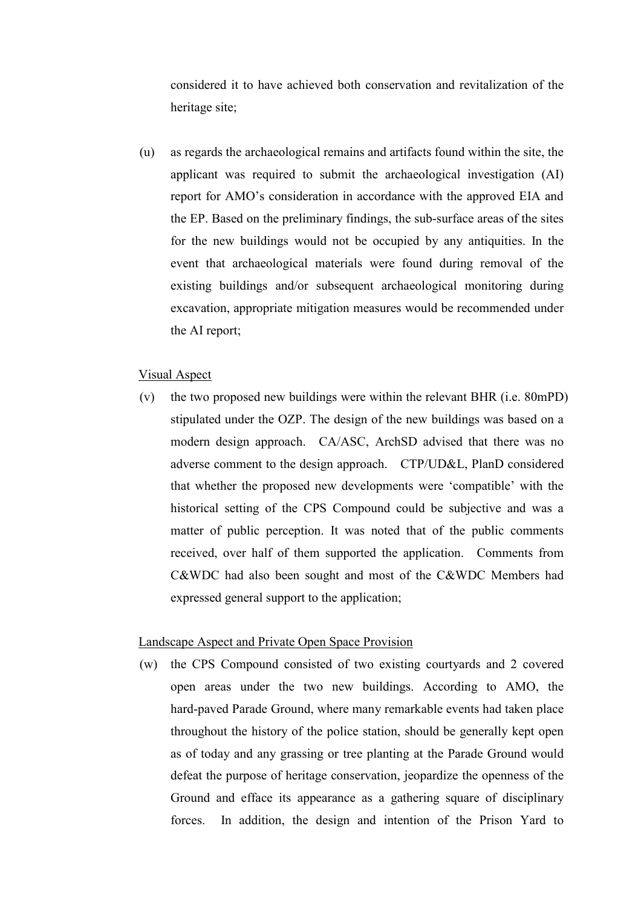considered it to have achieved both conservation and revitalization of the heritage site;

(u) as regards the archaeological remains and artifacts found within the site, the applicant was required to submit the archaeological investigation (AI) report for AMO's consideration in accordance with the approved EIA and the EP. Based on the preliminary findings, the sub-surface areas of the sites for the new buildings would not be occupied by any antiquities. In the event that archaeological materials were found during removal of the existing buildings and/or subsequent archaeological monitoring during excavation, appropriate mitigation measures would be recommended under the AI report;

<u>Visual Aspect</u>

(v) the two proposed new buildings were within the relevant BHR (i.e. 80mPD) stipulated under the OZP. The design of the new buildings was based on a modern design approach. CA/ASC, ArchSD advised that there was no adverse comment to the design approach. CTP/UD&L, PlanD considered that whether the proposed new developments were 'compatible' with the historical setting of the CPS Compound could be subjective and was a matter of public perception. It was noted that of the public comments received, over half of them supported the application. Comments from C&WDC had also been sought and most of the C&WDC Members had expressed general support to the application;

<u>Landscape Aspect and Private Open Space Provision</u>

(w) the CPS Compound consisted of two existing courtyards and 2 covered open areas under the two new buildings. According to AMO, the hard-paved Parade Ground, where many remarkable events had taken place throughout the history of the police station, should be generally kept open as of today and any grassing or tree planting at the Parade Ground would defeat the purpose of heritage conservation, jeopardize the openness of the Ground and efface its appearance as a gathering square of disciplinary forces. In addition, the design and intention of the Prison Yard to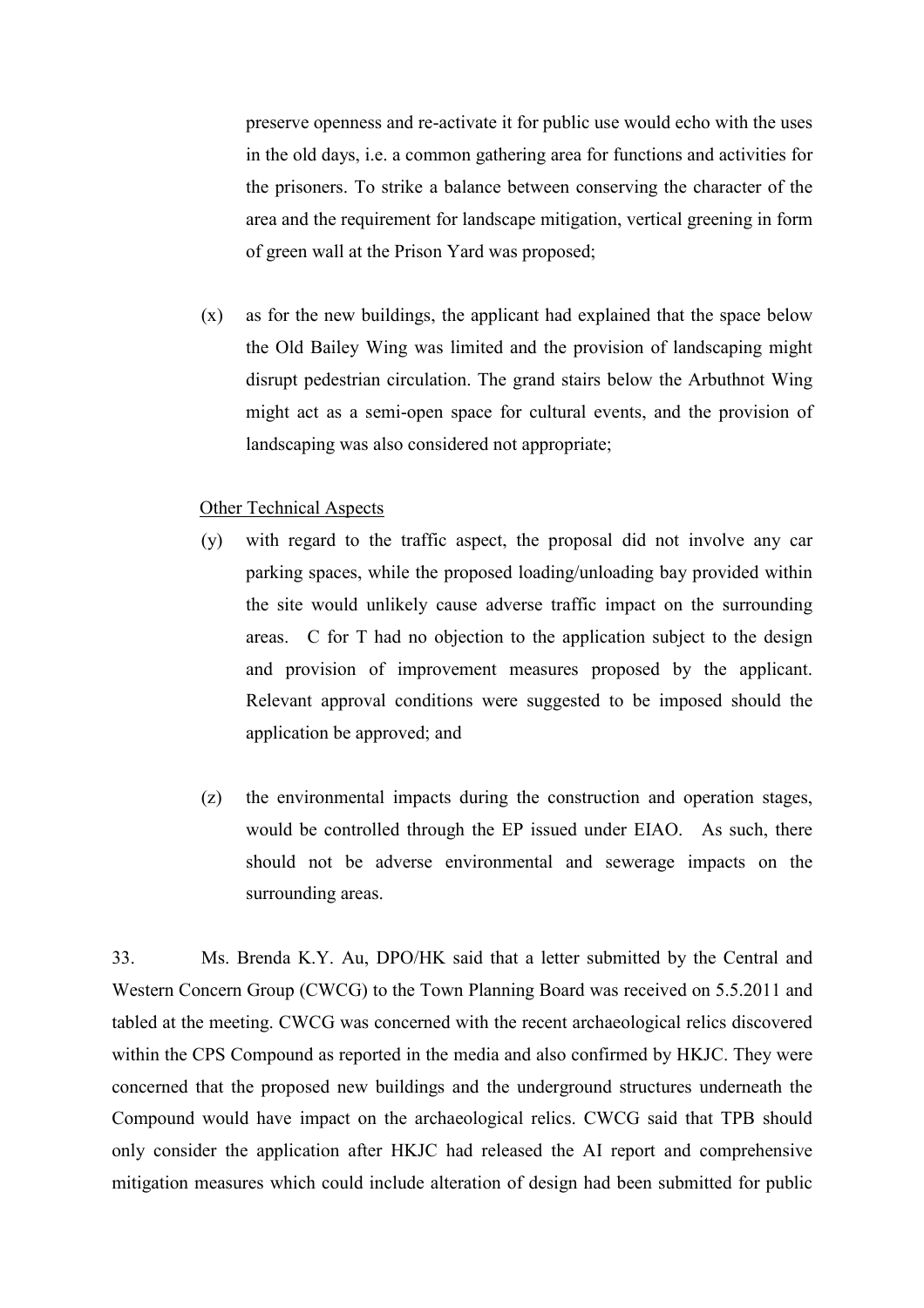preserve openness and re-activate it for public use would echo with the uses in the old days, i.e. a common gathering area for functions and activities for the prisoners. To strike a balance between conserving the character of the area and the requirement for landscape mitigation, vertical greening in form of green wall at the Prison Yard was proposed;

(x) as for the new buildings, the applicant had explained that the space below the Old Bailey Wing was limited and the provision of landscaping might disrupt pedestrian circulation. The grand stairs below the Arbuthnot Wing might act as a semi-open space for cultural events, and the provision of landscaping was also considered not appropriate;

Other Technical Aspects

(y) with regard to the traffic aspect, the proposal did not involve any car parking spaces, while the proposed loading/unloading bay provided within the site would unlikely cause adverse traffic impact on the surrounding areas. C for T had no objection to the application subject to the design and provision of improvement measures proposed by the applicant. Relevant approval conditions were suggested to be imposed should the application be approved; and

(z) the environmental impacts during the construction and operation stages, would be controlled through the EP issued under EIAO. As such, there should not be adverse environmental and sewerage impacts on the surrounding areas.

33. Ms. Brenda K.Y. Au, DPO/HK said that a letter submitted by the Central and Western Concern Group (CWCG) to the Town Planning Board was received on 5.5.2011 and tabled at the meeting. CWCG was concerned with the recent archaeological relics discovered within the CPS Compound as reported in the media and also confirmed by HKJC. They were concerned that the proposed new buildings and the underground structures underneath the Compound would have impact on the archaeological relics. CWCG said that TPB should only consider the application after HKJC had released the AI report and comprehensive mitigation measures which could include alteration of design had been submitted for public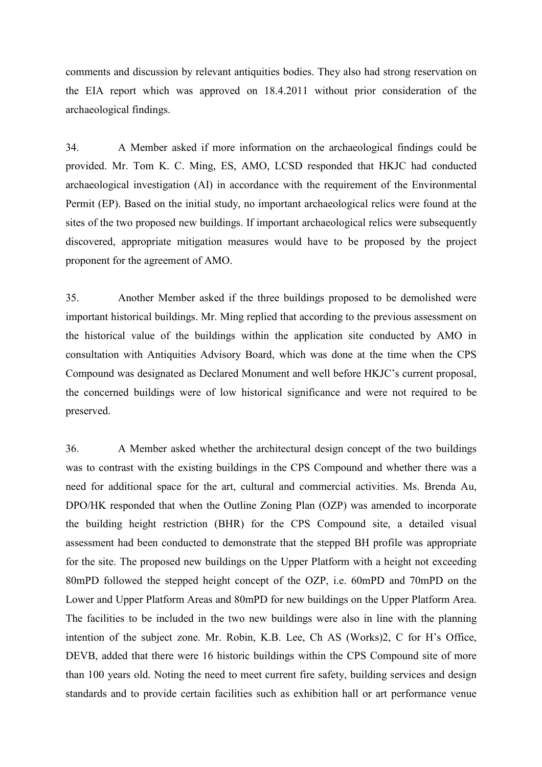comments and discussion by relevant antiquities bodies. They also had strong reservation on the EIA report which was approved on 18.4.2011 without prior consideration of the archaeological findings.

34. A Member asked if more information on the archaeological findings could be provided. Mr. Tom K. C. Ming, ES, AMO, LCSD responded that HKJC had conducted archaeological investigation (AI) in accordance with the requirement of the Environmental Permit (EP). Based on the initial study, no important archaeological relics were found at the sites of the two proposed new buildings. If important archaeological relics were subsequently discovered, appropriate mitigation measures would have to be proposed by the project proponent for the agreement of AMO.

35. Another Member asked if the three buildings proposed to be demolished were important historical buildings. Mr. Ming replied that according to the previous assessment on the historical value of the buildings within the application site conducted by AMO in consultation with Antiquities Advisory Board, which was done at the time when the CPS Compound was designated as Declared Monument and well before HKJC's current proposal, the concerned buildings were of low historical significance and were not required to be preserved.

36. A Member asked whether the architectural design concept of the two buildings was to contrast with the existing buildings in the CPS Compound and whether there was a need for additional space for the art, cultural and commercial activities. Ms. Brenda Au, DPO/HK responded that when the Outline Zoning Plan (OZP) was amended to incorporate the building height restriction (BHR) for the CPS Compound site, a detailed visual assessment had been conducted to demonstrate that the stepped BH profile was appropriate for the site. The proposed new buildings on the Upper Platform with a height not exceeding 80mPD followed the stepped height concept of the OZP, i.e. 60mPD and 70mPD on the Lower and Upper Platform Areas and 80mPD for new buildings on the Upper Platform Area. The facilities to be included in the two new buildings were also in line with the planning intention of the subject zone. Mr. Robin, K.B. Lee, Ch AS (Works)2, C for H's Office, DEVB, added that there were 16 historic buildings within the CPS Compound site of more than 100 years old. Noting the need to meet current fire safety, building services and design standards and to provide certain facilities such as exhibition hall or art performance venue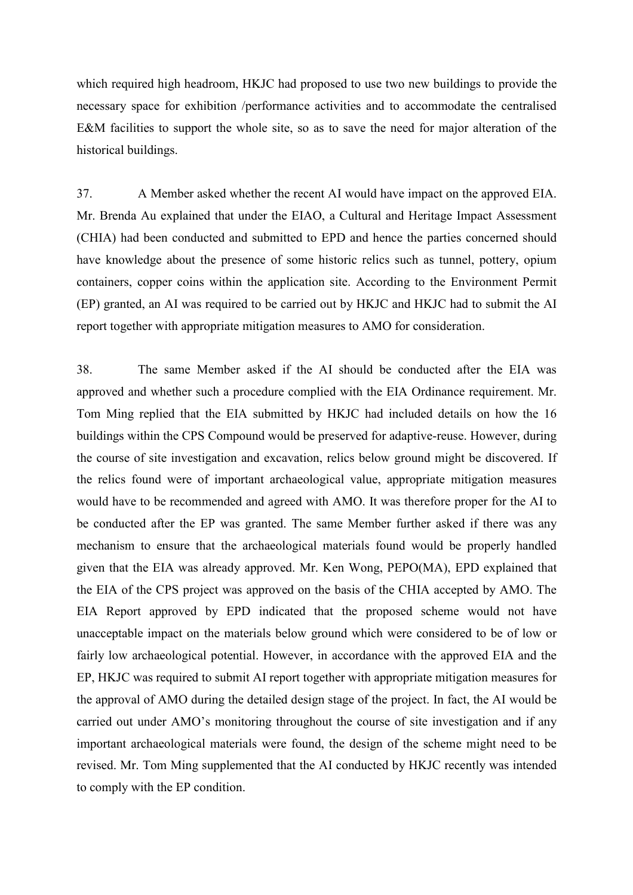which required high headroom, HKJC had proposed to use two new buildings to provide the necessary space for exhibition /performance activities and to accommodate the centralised E&M facilities to support the whole site, so as to save the need for major alteration of the historical buildings.

37. A Member asked whether the recent AI would have impact on the approved EIA. Mr. Brenda Au explained that under the EIAO, a Cultural and Heritage Impact Assessment (CHIA) had been conducted and submitted to EPD and hence the parties concerned should have knowledge about the presence of some historic relics such as tunnel, pottery, opium containers, copper coins within the application site. According to the Environment Permit (EP) granted, an AI was required to be carried out by HKJC and HKJC had to submit the AI report together with appropriate mitigation measures to AMO for consideration.

38. The same Member asked if the AI should be conducted after the EIA was approved and whether such a procedure complied with the EIA Ordinance requirement. Mr. Tom Ming replied that the EIA submitted by HKJC had included details on how the 16 buildings within the CPS Compound would be preserved for adaptive-reuse. However, during the course of site investigation and excavation, relics below ground might be discovered. If the relics found were of important archaeological value, appropriate mitigation measures would have to be recommended and agreed with AMO. It was therefore proper for the AI to be conducted after the EP was granted. The same Member further asked if there was any mechanism to ensure that the archaeological materials found would be properly handled given that the EIA was already approved. Mr. Ken Wong, PEPO(MA), EPD explained that the EIA of the CPS project was approved on the basis of the CHIA accepted by AMO. The EIA Report approved by EPD indicated that the proposed scheme would not have unacceptable impact on the materials below ground which were considered to be of low or fairly low archaeological potential. However, in accordance with the approved EIA and the EP, HKJC was required to submit AI report together with appropriate mitigation measures for the approval of AMO during the detailed design stage of the project. In fact, the AI would be carried out under AMO's monitoring throughout the course of site investigation and if any important archaeological materials were found, the design of the scheme might need to be revised. Mr. Tom Ming supplemented that the AI conducted by HKJC recently was intended to comply with the EP condition.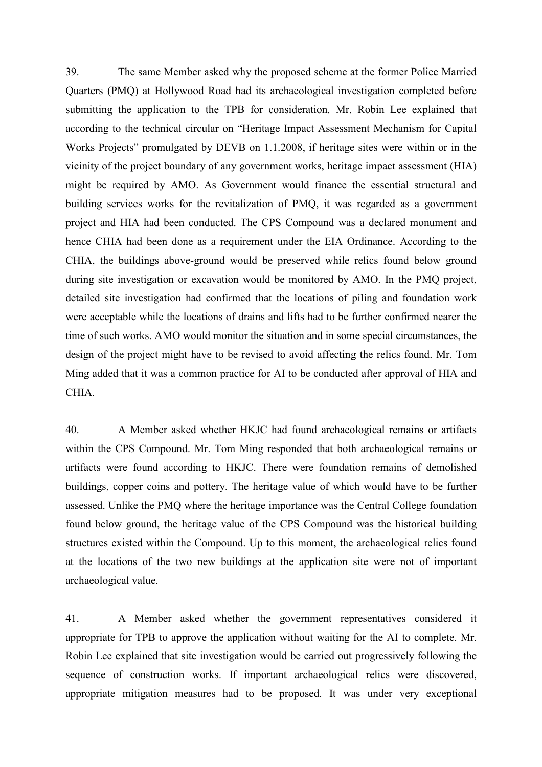39. The same Member asked why the proposed scheme at the former Police Married Quarters (PMQ) at Hollywood Road had its archaeological investigation completed before submitting the application to the TPB for consideration. Mr. Robin Lee explained that according to the technical circular on "Heritage Impact Assessment Mechanism for Capital Works Projects" promulgated by DEVB on 1.1.2008, if heritage sites were within or in the vicinity of the project boundary of any government works, heritage impact assessment (HIA) might be required by AMO. As Government would finance the essential structural and building services works for the revitalization of PMQ, it was regarded as a government project and HIA had been conducted. The CPS Compound was a declared monument and hence CHIA had been done as a requirement under the EIA Ordinance. According to the CHIA, the buildings above-ground would be preserved while relics found below ground during site investigation or excavation would be monitored by AMO. In the PMQ project, detailed site investigation had confirmed that the locations of piling and foundation work were acceptable while the locations of drains and lifts had to be further confirmed nearer the time of such works. AMO would monitor the situation and in some special circumstances, the design of the project might have to be revised to avoid affecting the relics found. Mr. Tom Ming added that it was a common practice for AI to be conducted after approval of HIA and CHIA.

40. A Member asked whether HKJC had found archaeological remains or artifacts within the CPS Compound. Mr. Tom Ming responded that both archaeological remains or artifacts were found according to HKJC. There were foundation remains of demolished buildings, copper coins and pottery. The heritage value of which would have to be further assessed. Unlike the PMQ where the heritage importance was the Central College foundation found below ground, the heritage value of the CPS Compound was the historical building structures existed within the Compound. Up to this moment, the archaeological relics found at the locations of the two new buildings at the application site were not of important archaeological value.

41. A Member asked whether the government representatives considered it appropriate for TPB to approve the application without waiting for the AI to complete. Mr. Robin Lee explained that site investigation would be carried out progressively following the sequence of construction works. If important archaeological relics were discovered, appropriate mitigation measures had to be proposed. It was under very exceptional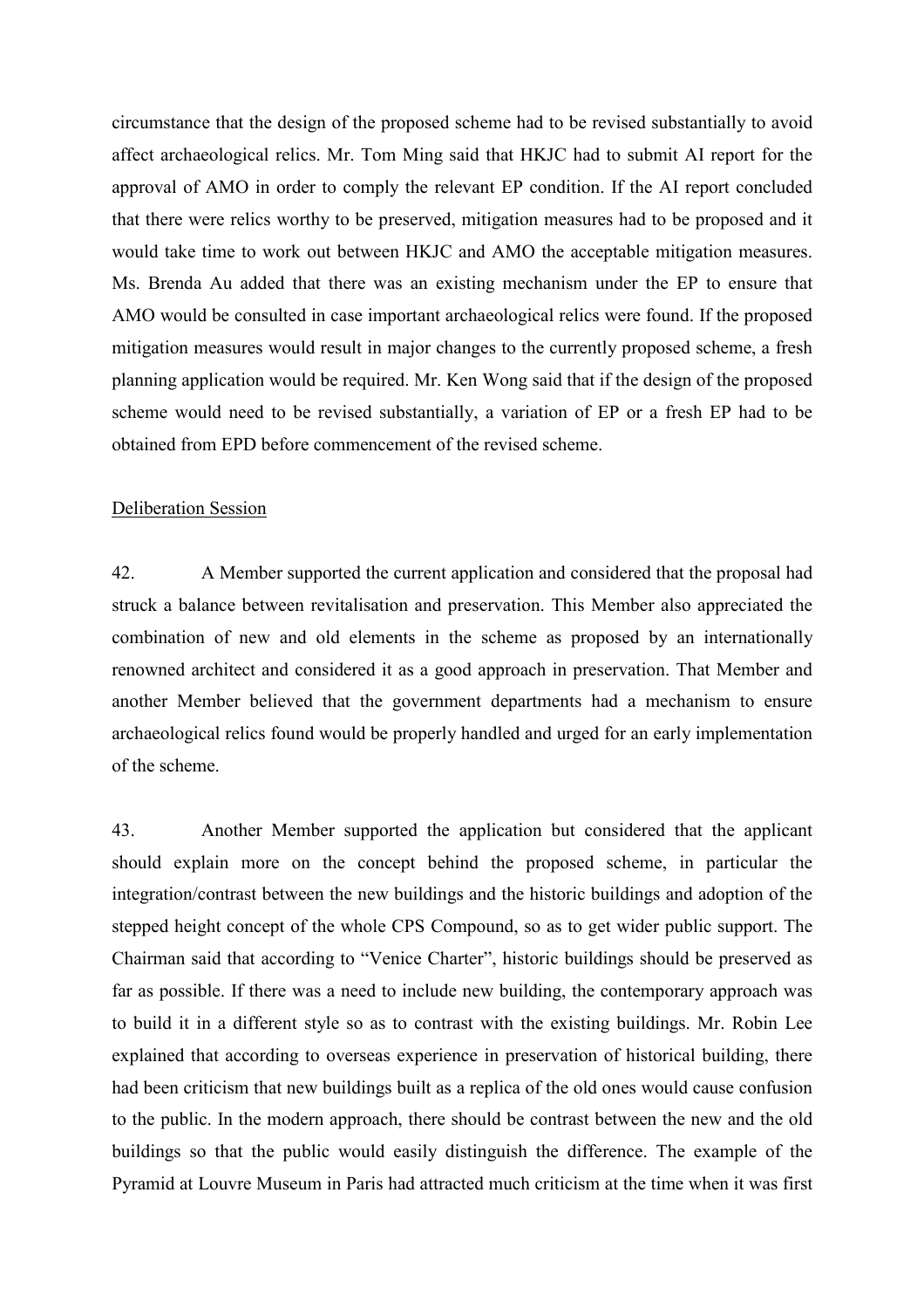circumstance that the design of the proposed scheme had to be revised substantially to avoid affect archaeological relics. Mr. Tom Ming said that HKJC had to submit AI report for the approval of AMO in order to comply the relevant EP condition. If the AI report concluded that there were relics worthy to be preserved, mitigation measures had to be proposed and it would take time to work out between HKJC and AMO the acceptable mitigation measures. Ms. Brenda Au added that there was an existing mechanism under the EP to ensure that AMO would be consulted in case important archaeological relics were found. If the proposed mitigation measures would result in major changes to the currently proposed scheme, a fresh planning application would be required. Mr. Ken Wong said that if the design of the proposed scheme would need to be revised substantially, a variation of EP or a fresh EP had to be obtained from EPD before commencement of the revised scheme.

Deliberation Session

42. A Member supported the current application and considered that the proposal had struck a balance between revitalisation and preservation. This Member also appreciated the combination of new and old elements in the scheme as proposed by an internationally renowned architect and considered it as a good approach in preservation. That Member and another Member believed that the government departments had a mechanism to ensure archaeological relics found would be properly handled and urged for an early implementation of the scheme.

43. Another Member supported the application but considered that the applicant should explain more on the concept behind the proposed scheme, in particular the integration/contrast between the new buildings and the historic buildings and adoption of the stepped height concept of the whole CPS Compound, so as to get wider public support. The Chairman said that according to "Venice Charter", historic buildings should be preserved as far as possible. If there was a need to include new building, the contemporary approach was to build it in a different style so as to contrast with the existing buildings. Mr. Robin Lee explained that according to overseas experience in preservation of historical building, there had been criticism that new buildings built as a replica of the old ones would cause confusion to the public. In the modern approach, there should be contrast between the new and the old buildings so that the public would easily distinguish the difference. The example of the Pyramid at Louvre Museum in Paris had attracted much criticism at the time when it was first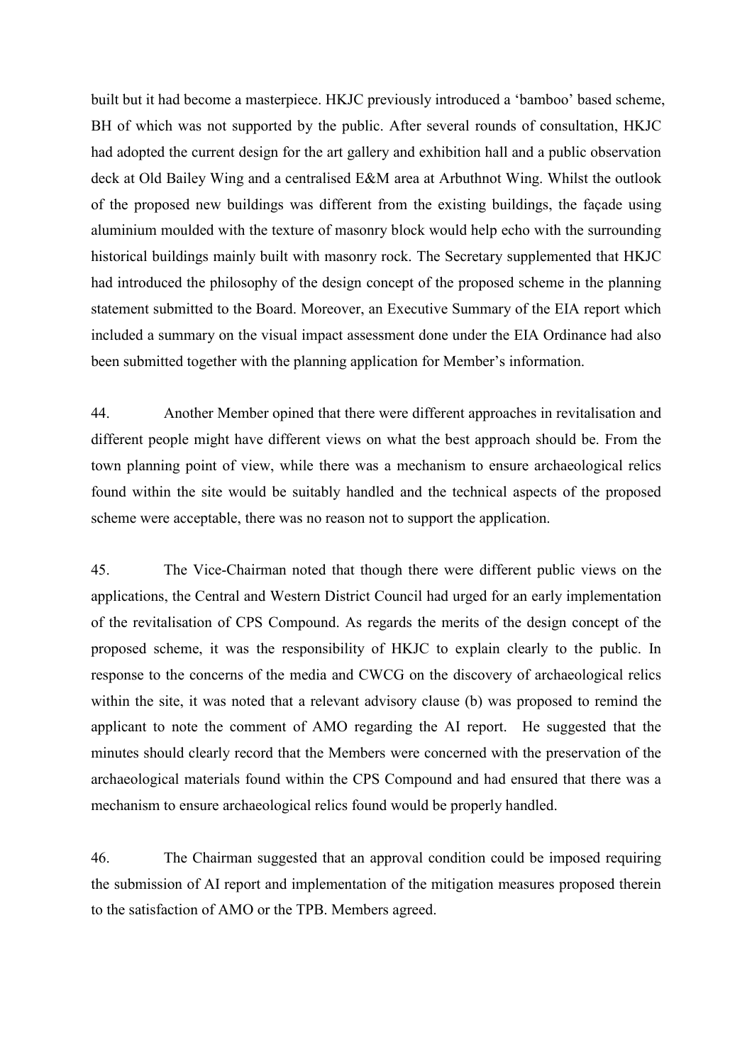built but it had become a masterpiece. HKJC previously introduced a 'bamboo' based scheme, BH of which was not supported by the public. After several rounds of consultation, HKJC had adopted the current design for the art gallery and exhibition hall and a public observation deck at Old Bailey Wing and a centralised E&M area at Arbuthnot Wing. Whilst the outlook of the proposed new buildings was different from the existing buildings, the façade using aluminium moulded with the texture of masonry block would help echo with the surrounding historical buildings mainly built with masonry rock. The Secretary supplemented that HKJC had introduced the philosophy of the design concept of the proposed scheme in the planning statement submitted to the Board. Moreover, an Executive Summary of the EIA report which included a summary on the visual impact assessment done under the EIA Ordinance had also been submitted together with the planning application for Member's information.

44. Another Member opined that there were different approaches in revitalisation and different people might have different views on what the best approach should be. From the town planning point of view, while there was a mechanism to ensure archaeological relics found within the site would be suitably handled and the technical aspects of the proposed scheme were acceptable, there was no reason not to support the application.

45. The Vice-Chairman noted that though there were different public views on the applications, the Central and Western District Council had urged for an early implementation of the revitalisation of CPS Compound. As regards the merits of the design concept of the proposed scheme, it was the responsibility of HKJC to explain clearly to the public. In response to the concerns of the media and CWCG on the discovery of archaeological relics within the site, it was noted that a relevant advisory clause (b) was proposed to remind the applicant to note the comment of AMO regarding the AI report. He suggested that the minutes should clearly record that the Members were concerned with the preservation of the archaeological materials found within the CPS Compound and had ensured that there was a mechanism to ensure archaeological relics found would be properly handled.

46. The Chairman suggested that an approval condition could be imposed requiring the submission of AI report and implementation of the mitigation measures proposed therein to the satisfaction of AMO or the TPB. Members agreed.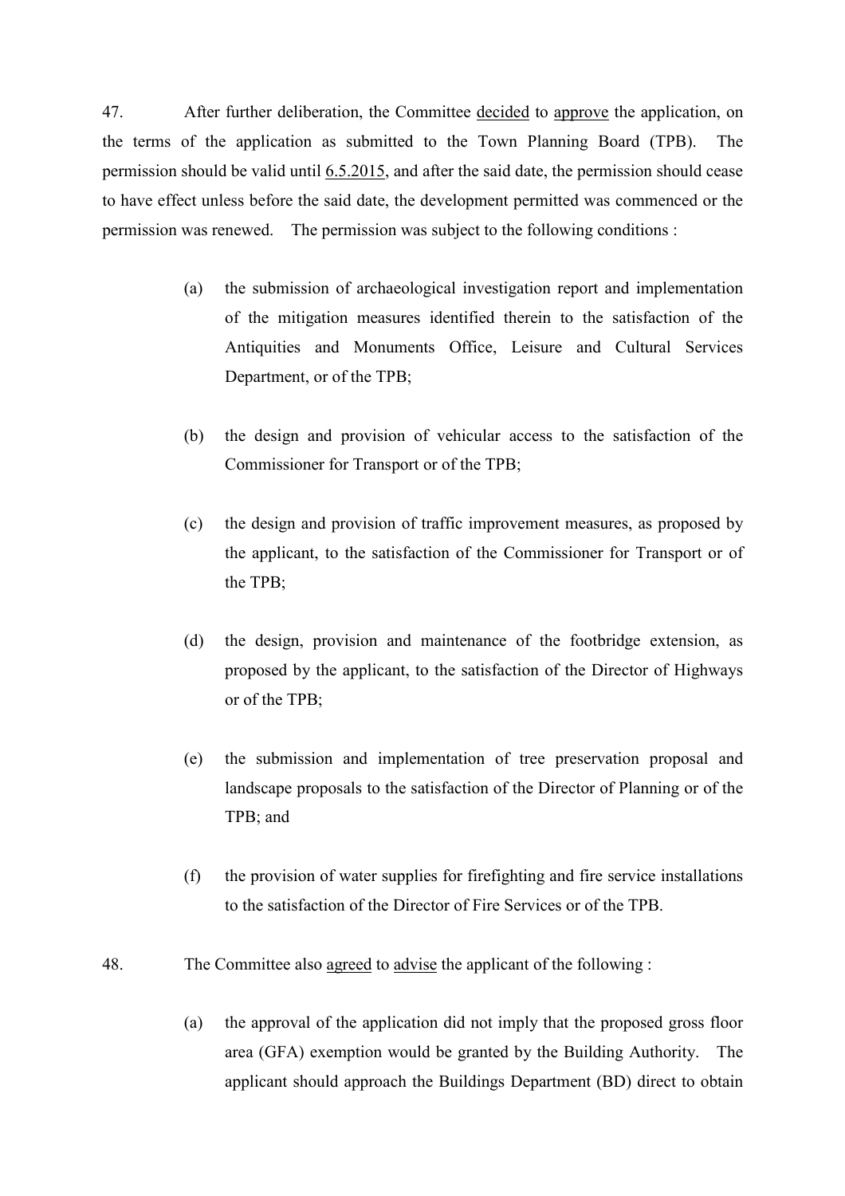47. After further deliberation, the Committee decided to approve the application, on the terms of the application as submitted to the Town Planning Board (TPB). The permission should be valid until 6.5.2015, and after the said date, the permission should cease to have effect unless before the said date, the development permitted was commenced or the permission was renewed. The permission was subject to the following conditions :

(a) the submission of archaeological investigation report and implementation of the mitigation measures identified therein to the satisfaction of the Antiquities and Monuments Office, Leisure and Cultural Services Department, or of the TPB;

(b) the design and provision of vehicular access to the satisfaction of the Commissioner for Transport or of the TPB;

(c) the design and provision of traffic improvement measures, as proposed by the applicant, to the satisfaction of the Commissioner for Transport or of the TPB;

(d) the design, provision and maintenance of the footbridge extension, as proposed by the applicant, to the satisfaction of the Director of Highways or of the TPB;

(e) the submission and implementation of tree preservation proposal and landscape proposals to the satisfaction of the Director of Planning or of the TPB; and

(f) the provision of water supplies for firefighting and fire service installations to the satisfaction of the Director of Fire Services or of the TPB.

48. The Committee also agreed to advise the applicant of the following :

(a) the approval of the application did not imply that the proposed gross floor area (GFA) exemption would be granted by the Building Authority. The applicant should approach the Buildings Department (BD) direct to obtain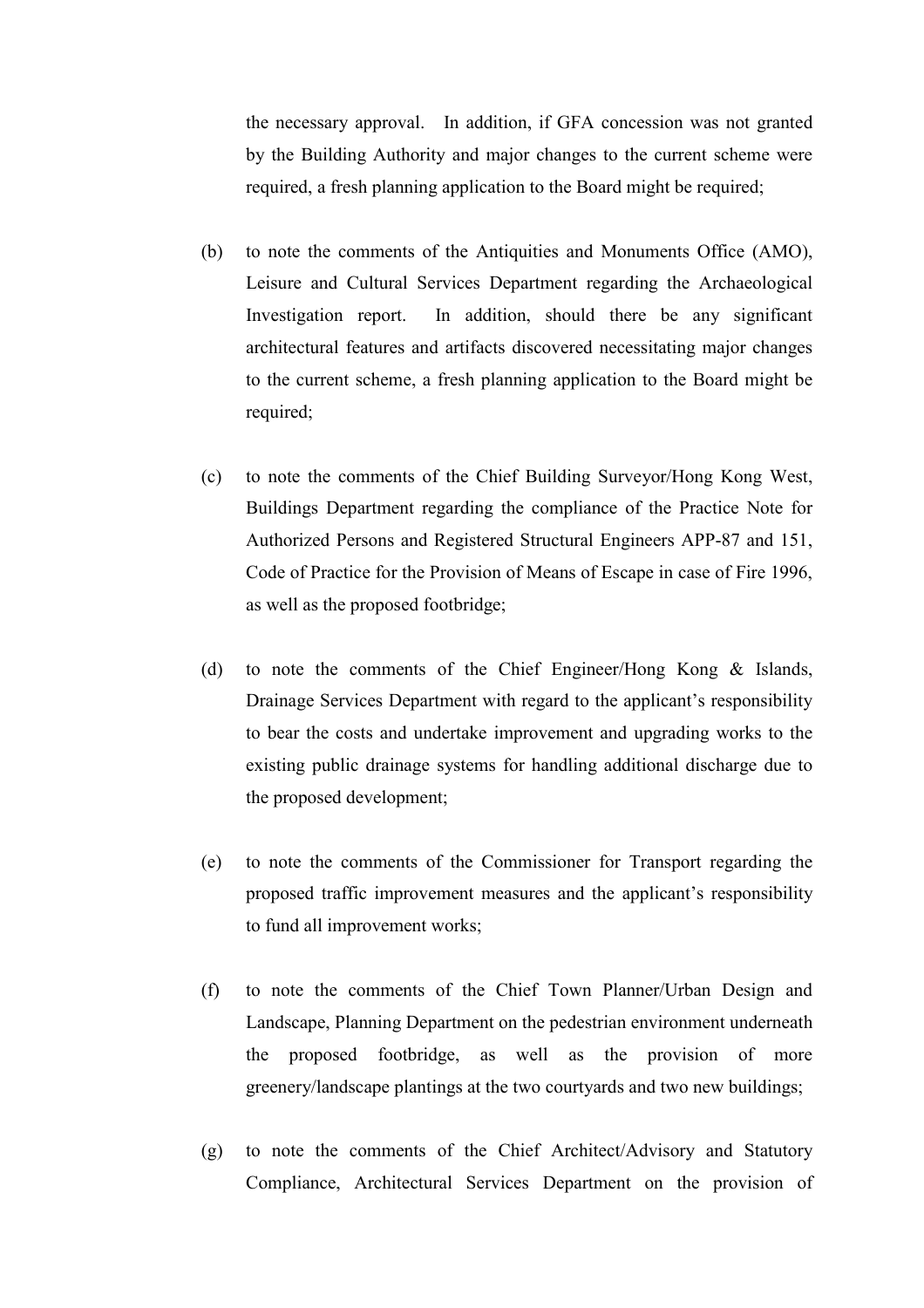the necessary approval. In addition, if GFA concession was not granted by the Building Authority and major changes to the current scheme were required, a fresh planning application to the Board might be required;

(b) to note the comments of the Antiquities and Monuments Office (AMO), Leisure and Cultural Services Department regarding the Archaeological Investigation report. In addition, should there be any significant architectural features and artifacts discovered necessitating major changes to the current scheme, a fresh planning application to the Board might be required;

(c) to note the comments of the Chief Building Surveyor/Hong Kong West, Buildings Department regarding the compliance of the Practice Note for Authorized Persons and Registered Structural Engineers APP-87 and 151, Code of Practice for the Provision of Means of Escape in case of Fire 1996, as well as the proposed footbridge;

(d) to note the comments of the Chief Engineer/Hong Kong & Islands, Drainage Services Department with regard to the applicant's responsibility to bear the costs and undertake improvement and upgrading works to the existing public drainage systems for handling additional discharge due to the proposed development;

(e) to note the comments of the Commissioner for Transport regarding the proposed traffic improvement measures and the applicant's responsibility to fund all improvement works;

(f) to note the comments of the Chief Town Planner/Urban Design and Landscape, Planning Department on the pedestrian environment underneath the proposed footbridge, as well as the provision of more greenery/landscape plantings at the two courtyards and two new buildings;

(g) to note the comments of the Chief Architect/Advisory and Statutory Compliance, Architectural Services Department on the provision of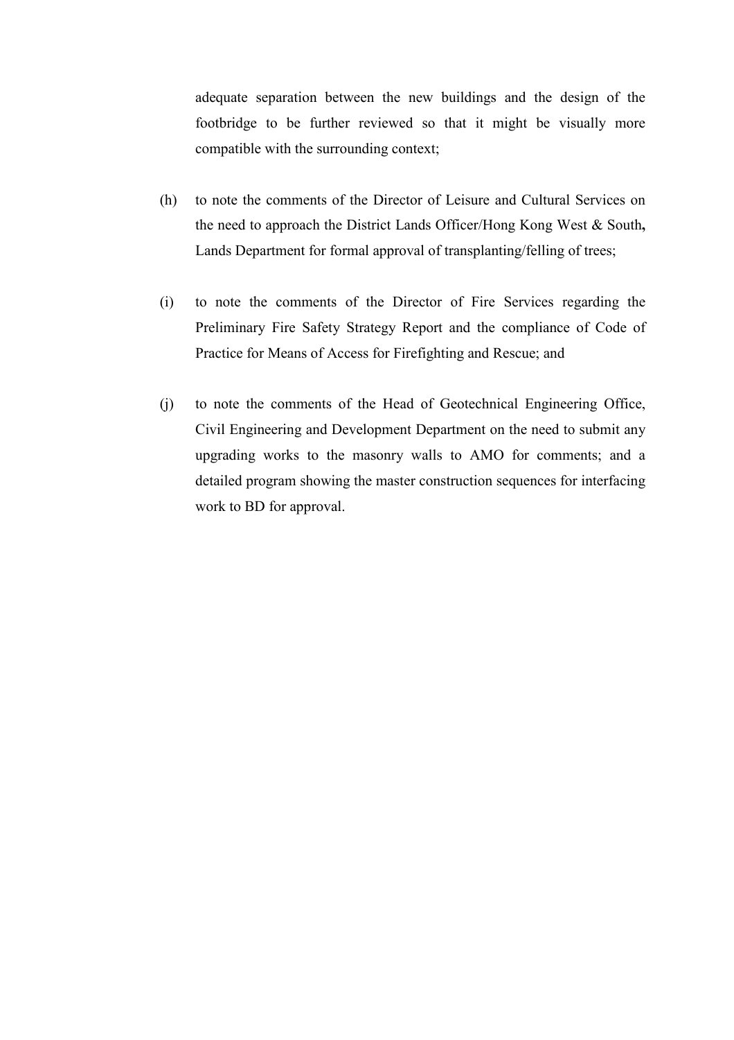adequate separation between the new buildings and the design of the footbridge to be further reviewed so that it might be visually more compatible with the surrounding context;

(h) to note the comments of the Director of Leisure and Cultural Services on the need to approach the District Lands Officer/Hong Kong West & South**,** Lands Department for formal approval of transplanting/felling of trees;

(i) to note the comments of the Director of Fire Services regarding the Preliminary Fire Safety Strategy Report and the compliance of Code of Practice for Means of Access for Firefighting and Rescue; and

(j) to note the comments of the Head of Geotechnical Engineering Office, Civil Engineering and Development Department on the need to submit any upgrading works to the masonry walls to AMO for comments; and a detailed program showing the master construction sequences for interfacing work to BD for approval.